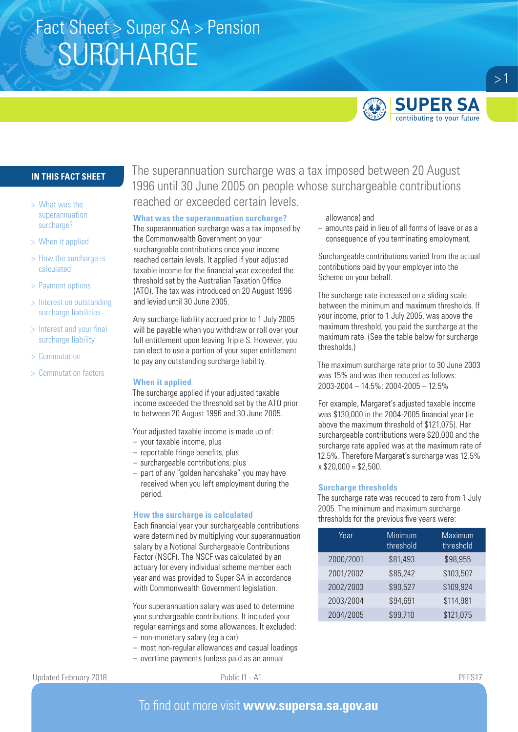# Fact Sheet > Super SA > Pension

# SURCHARGE

## IN THIS FACT SHEET

- What was the superannuation surcharge?
- When it applied
- How the surcharge is calculated
- Payment options
- Interest on outstanding surcharge liabilities
- Interest and your final surcharge liability
- Commutation
- Commutation factors

The superannuation surcharge was a tax imposed between 20 August 1996 until 30 June 2005 on people whose surchargeable contributions reached or exceeded certain levels.

### What was the superannuation surcharge?

The superannuation surcharge was a tax imposed by the Commonwealth Government on your surchargeable contributions once your income reached certain levels. It applied if your adjusted taxable income for the financial year exceeded the threshold set by the Australian Taxation Office (ATO). The tax was introduced on 20 August 1996 and levied until 30 June 2005.

Any surcharge liability accrued prior to 1 July 2005 will be payable when you withdraw or roll over your full entitlement upon leaving Triple S. However, you can elect to use a portion of your super entitlement to pay any outstanding surcharge liability.

### When it applied

The surcharge applied if your adjusted taxable income exceeded the threshold set by the ATO prior to between 20 August 1996 and 30 June 2005.

Your adjusted taxable income is made up of:

- your taxable income, plus
- reportable fringe benefits, plus
- surchargeable contributions, plus
- part of any "golden handshake" you may have received when you left employment during the period.

### How the surcharge is calculated

Each financial year your surchargeable contributions were determined by multiplying your superannuation salary by a Notional Surchargeable Contributions Factor (NSCF). The NSCF was calculated by an actuary for every individual scheme member each year and was provided to Super SA in accordance with Commonwealth Government legislation.

Your superannuation salary was used to determine your surchargeable contributions. It included your regular earnings and some allowances. It excluded:

- non-monetary salary (eg a car)
- most non-regular allowances and casual loadings
- overtime payments (unless paid as an annual allowance) and
- amounts paid in lieu of all forms of leave or as a consequence of you terminating employment.

Surchargeable contributions varied from the actual contributions paid by your employer into the Scheme on your behalf.

The surcharge rate increased on a sliding scale between the minimum and maximum thresholds. If your income, prior to 1 July 2005, was above the maximum threshold, you paid the surcharge at the maximum rate. (See the table below for surcharge thresholds.)

The maximum surcharge rate prior to 30 June 2003 was 15% and was then reduced as follows: 2003-2004 – 14.5%; 2004-2005 – 12.5%

For example, Margaret's adjusted taxable income was $130,000 in the 2004-2005 financial year (ie above the maximum threshold of $121,075). Her surchargeable contributions were $20,000 and the surcharge rate applied was at the maximum rate of 12.5%. Therefore Margaret's surcharge was 12.5% x $20,000 = $2,500.

### Surcharge thresholds

The surcharge rate was reduced to zero from 1 July 2005. The minimum and maximum surcharge thresholds for the previous five years were:

| Year | Minimum threshold | Maximum threshold |
|---|---|---|
| 2000/2001 | $81,493 | $98,955 |
| 2001/2002 | $85,242 | $103,507 |
| 2002/2003 | $90,527 | $109,924 |
| 2003/2004 | $94,691 | $114,981 |
| 2004/2005 | $99,710 | $121,075 |

Updated February 2018

Public I1 - A1

PEFS17

To find out more visit **www.supersa.sa.gov.au**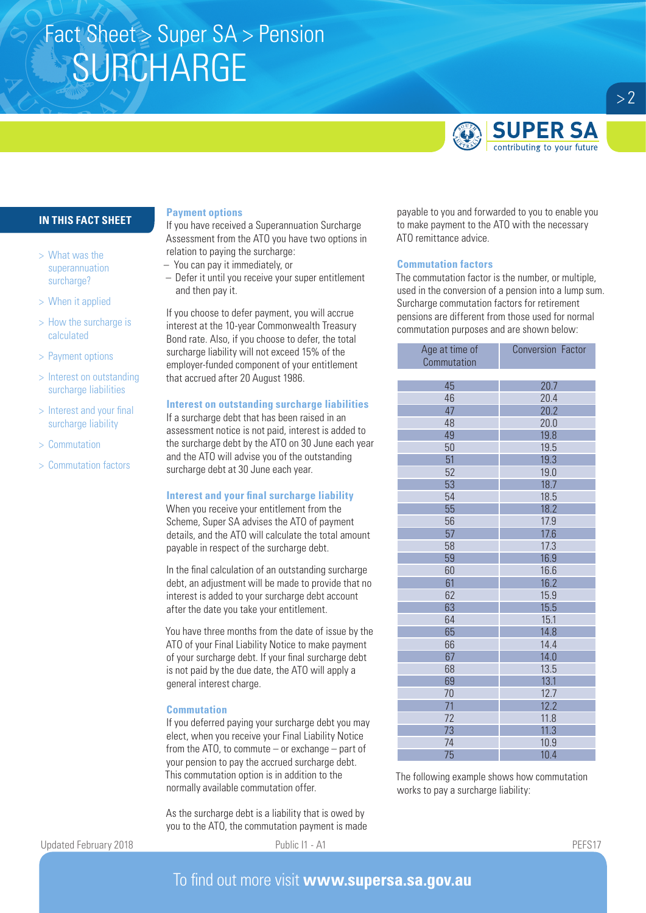# Fact Sheet > Super SA > Pension

# SURCHARGE

## IN THIS FACT SHEET

- > What was the superannuation surcharge?
- > When it applied
- > How the surcharge is calculated
- > Payment options
- > Interest on outstanding surcharge liabilities
- > Interest and your final surcharge liability
- > Commutation
- > Commutation factors

### Payment options

If you have received a Superannuation Surcharge Assessment from the ATO you have two options in relation to paying the surcharge:

- You can pay it immediately, or
- Defer it until you receive your super entitlement and then pay it.

If you choose to defer payment, you will accrue interest at the 10-year Commonwealth Treasury Bond rate. Also, if you choose to defer, the total surcharge liability will not exceed 15% of the employer-funded component of your entitlement that accrued after 20 August 1986.

### Interest on outstanding surcharge liabilities

If a surcharge debt that has been raised in an assessment notice is not paid, interest is added to the surcharge debt by the ATO on 30 June each year and the ATO will advise you of the outstanding surcharge debt at 30 June each year.

### Interest and your final surcharge liability

When you receive your entitlement from the Scheme, Super SA advises the ATO of payment details, and the ATO will calculate the total amount payable in respect of the surcharge debt.

In the final calculation of an outstanding surcharge debt, an adjustment will be made to provide that no interest is added to your surcharge debt account after the date you take your entitlement.

You have three months from the date of issue by the ATO of your Final Liability Notice to make payment of your surcharge debt. If your final surcharge debt is not paid by the due date, the ATO will apply a general interest charge.

### Commutation

If you deferred paying your surcharge debt you may elect, when you receive your Final Liability Notice from the ATO, to commute – or exchange – part of your pension to pay the accrued surcharge debt. This commutation option is in addition to the normally available commutation offer.

As the surcharge debt is a liability that is owed by you to the ATO, the commutation payment is made payable to you and forwarded to you to enable you to make payment to the ATO with the necessary ATO remittance advice.

### Commutation factors

The commutation factor is the number, or multiple, used in the conversion of a pension into a lump sum. Surcharge commutation factors for retirement pensions are different from those used for normal commutation purposes and are shown below:

| Age at time of Commutation | Conversion Factor |
|---|---|
| 45 | 20.7 |
| 46 | 20.4 |
| 47 | 20.2 |
| 48 | 20.0 |
| 49 | 19.8 |
| 50 | 19.5 |
| 51 | 19.3 |
| 52 | 19.0 |
| 53 | 18.7 |
| 54 | 18.5 |
| 55 | 18.2 |
| 56 | 17.9 |
| 57 | 17.6 |
| 58 | 17.3 |
| 59 | 16.9 |
| 60 | 16.6 |
| 61 | 16.2 |
| 62 | 15.9 |
| 63 | 15.5 |
| 64 | 15.1 |
| 65 | 14.8 |
| 66 | 14.4 |
| 67 | 14.0 |
| 68 | 13.5 |
| 69 | 13.1 |
| 70 | 12.7 |
| 71 | 12.2 |
| 72 | 11.8 |
| 73 | 11.3 |
| 74 | 10.9 |
| 75 | 10.4 |

The following example shows how commutation works to pay a surcharge liability: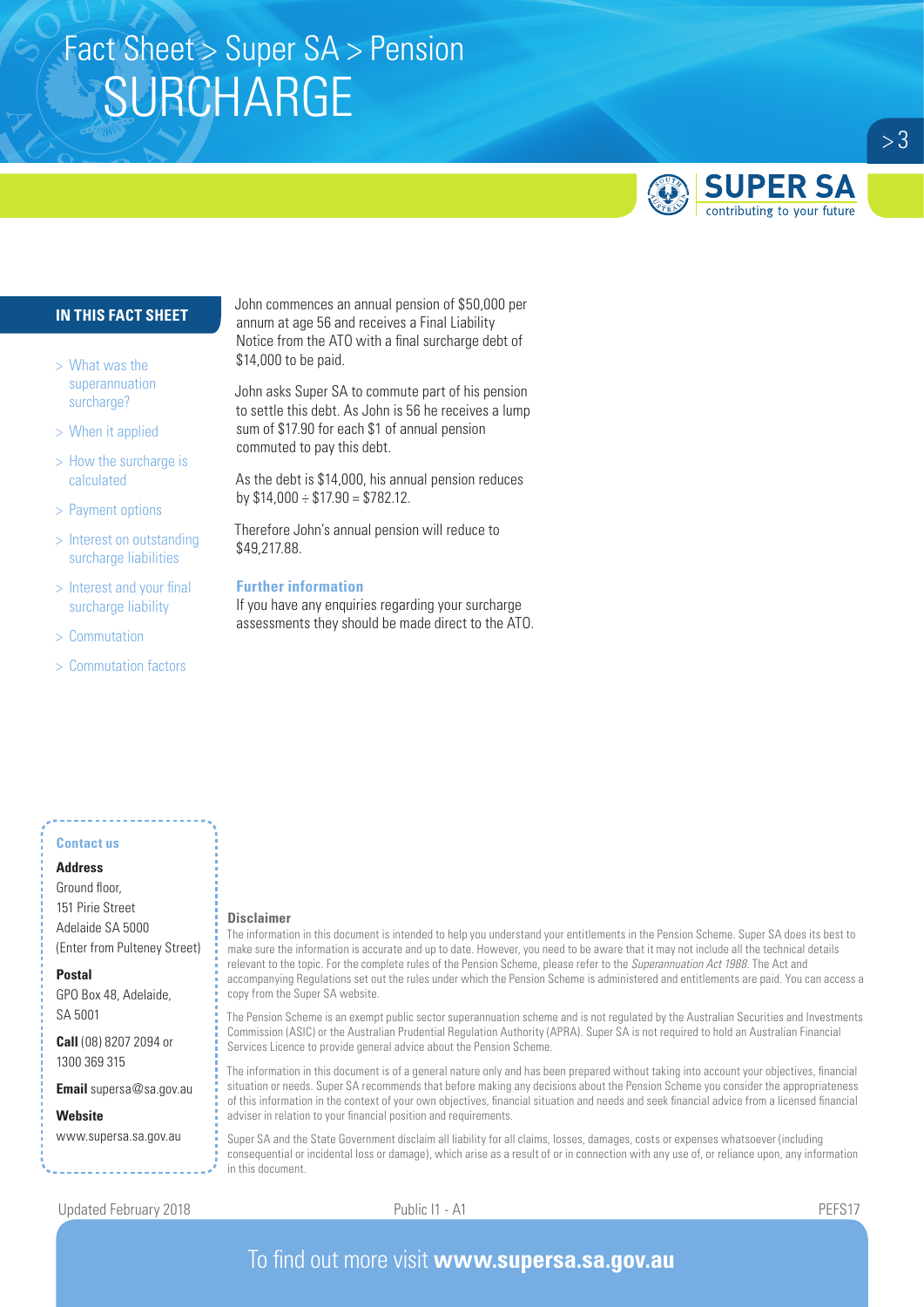## IN THIS FACT SHEET

- > What was the superannuation surcharge?
- > When it applied
- > How the surcharge is calculated
- > Payment options
- > Interest on outstanding surcharge liabilities
- > Interest and your final surcharge liability
- > Commutation
- > Commutation factors

John commences an annual pension of $50,000 per annum at age 56 and receives a Final Liability Notice from the ATO with a final surcharge debt of $14,000 to be paid.

John asks Super SA to commute part of his pension to settle this debt. As John is 56 he receives a lump sum of $17.90 for each $1 of annual pension commuted to pay this debt.

As the debt is $14,000, his annual pension reduces by $14,000 ÷ $17.90 = $782.12.

Therefore John's annual pension will reduce to $49,217.88.

### Further information

If you have any enquiries regarding your surcharge assessments they should be made direct to the ATO.

### Contact us

**Address**
Ground floor,
151 Pirie Street
Adelaide SA 5000
(Enter from Pulteney Street)

**Postal**
GPO Box 48, Adelaide,
SA 5001

**Call** (08) 8207 2094 or
1300 369 315

**Email** supersa@sa.gov.au

**Website**
www.supersa.sa.gov.au

### Disclaimer

The information in this document is intended to help you understand your entitlements in the Pension Scheme. Super SA does its best to make sure the information is accurate and up to date. However, you need to be aware that it may not include all the technical details relevant to the topic. For the complete rules of the Pension Scheme, please refer to the *Superannuation Act 1988*. The Act and accompanying Regulations set out the rules under which the Pension Scheme is administered and entitlements are paid. You can access a copy from the Super SA website.

The Pension Scheme is an exempt public sector superannuation scheme and is not regulated by the Australian Securities and Investments Commission (ASIC) or the Australian Prudential Regulation Authority (APRA). Super SA is not required to hold an Australian Financial Services Licence to provide general advice about the Pension Scheme.

The information in this document is of a general nature only and has been prepared without taking into account your objectives, financial situation or needs. Super SA recommends that before making any decisions about the Pension Scheme you consider the appropriateness of this information in the context of your own objectives, financial situation and needs and seek financial advice from a licensed financial adviser in relation to your financial position and requirements.

Super SA and the State Government disclaim all liability for all claims, losses, damages, costs or expenses whatsoever (including consequential or incidental loss or damage), which arise as a result of or in connection with any use of, or reliance upon, any information in this document.

Updated February 2018 Public I1 - A1 PEFS17

To find out more visit **www.supersa.sa.gov.au**